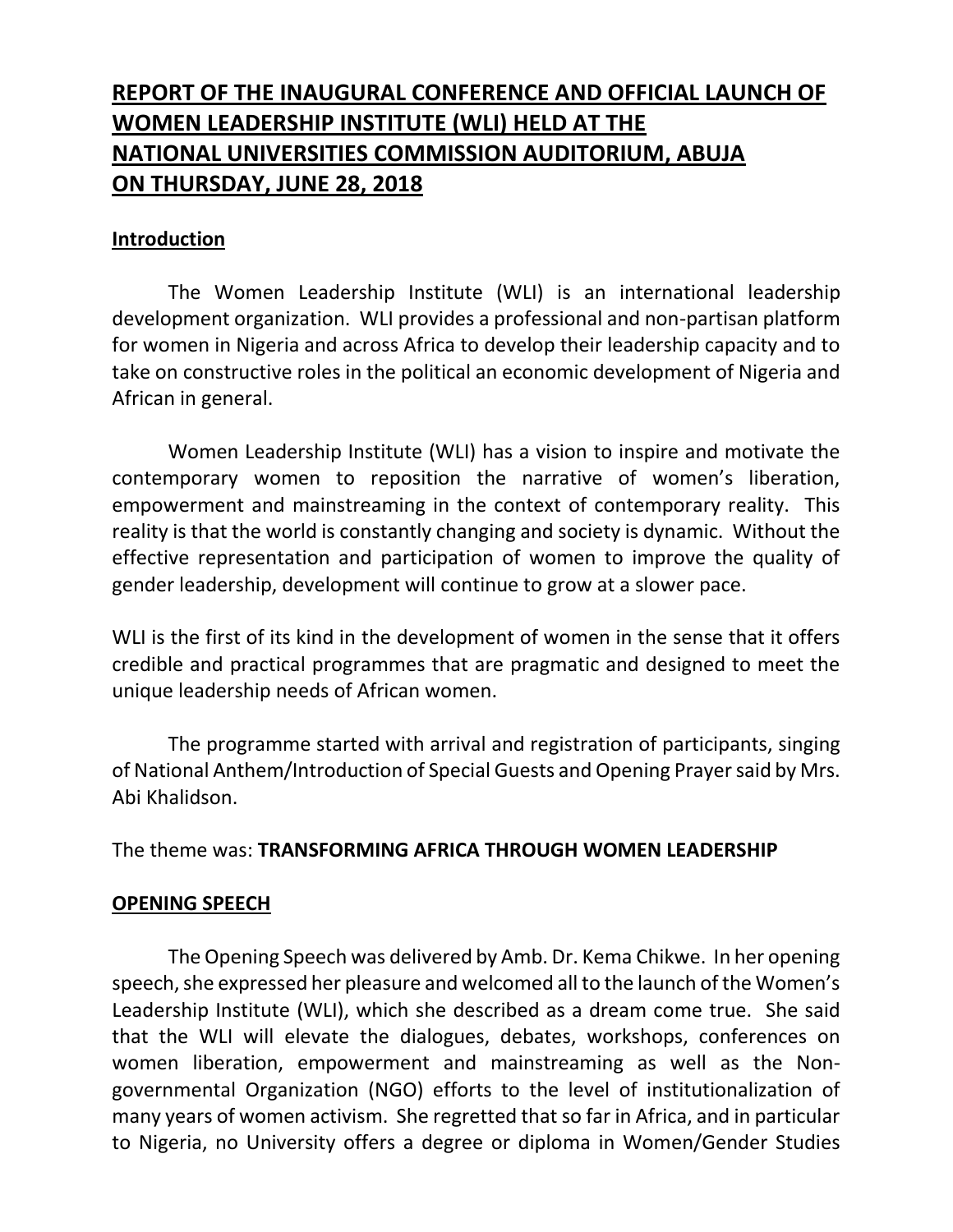# REPORT OF THE INAUGURAL CONFERENCE AND OFFICIAL LAUNCH OF WOMEN LEADERSHIP INSTITUTE (WLI) HELD AT THE NATIONAL UNIVERSITIES COMMISSION AUDITORIUM, ABUJA ON THURSDAY, JUNE 28, 2018

## Introduction

The Women Leadership Institute (WLI) is an international leadership development organization. WLI provides a professional and non-partisan platform for women in Nigeria and across Africa to develop their leadership capacity and to take on constructive roles in the political an economic development of Nigeria and African in general.

Women Leadership Institute (WLI) has a vision to inspire and motivate the contemporary women to reposition the narrative of women's liberation, empowerment and mainstreaming in the context of contemporary reality. This reality is that the world is constantly changing and society is dynamic. Without the effective representation and participation of women to improve the quality of gender leadership, development will continue to grow at a slower pace.

WLI is the first of its kind in the development of women in the sense that it offers credible and practical programmes that are pragmatic and designed to meet the unique leadership needs of African women.

The programme started with arrival and registration of participants, singing of National Anthem/Introduction of Special Guests and Opening Prayer said by Mrs. Abi Khalidson.

The theme was: **TRANSFORMING AFRICA THROUGH WOMEN LEADERSHIP**

## OPENING SPEECH

The Opening Speech was delivered by Amb. Dr. Kema Chikwe. In her opening speech, she expressed her pleasure and welcomed all to the launch of the Women's Leadership Institute (WLI), which she described as a dream come true. She said that the WLI will elevate the dialogues, debates, workshops, conferences on women liberation, empowerment and mainstreaming as well as the Non-governmental Organization (NGO) efforts to the level of institutionalization of many years of women activism. She regretted that so far in Africa, and in particular to Nigeria, no University offers a degree or diploma in Women/Gender Studies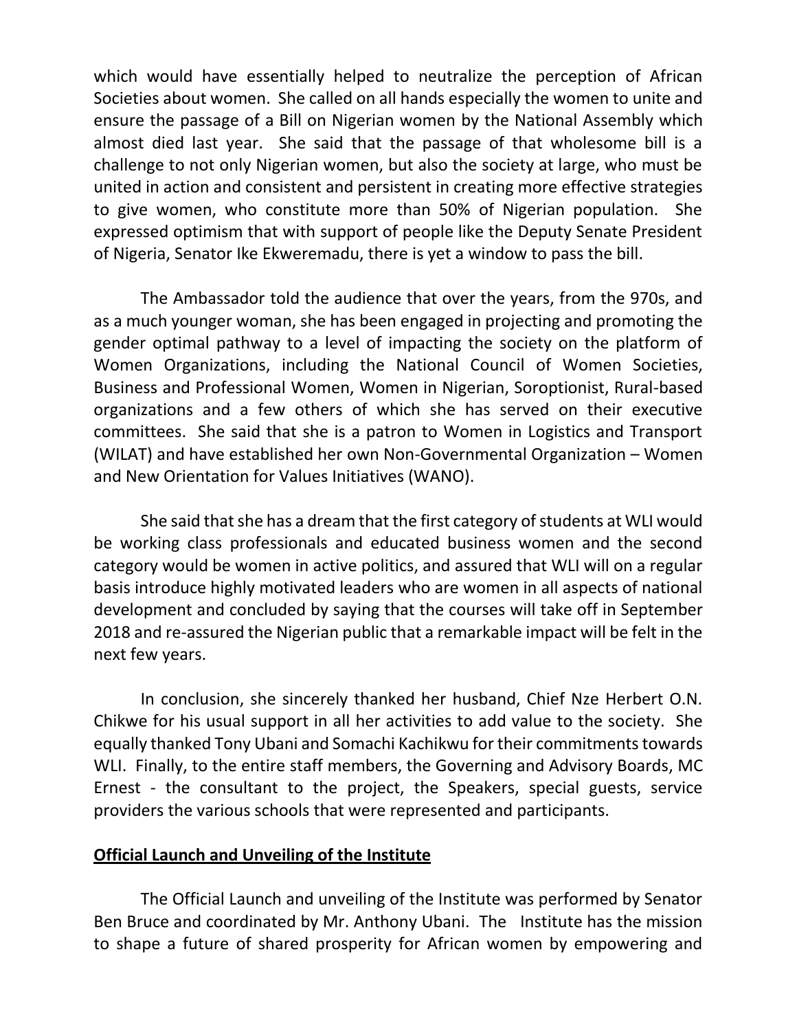which would have essentially helped to neutralize the perception of African Societies about women. She called on all hands especially the women to unite and ensure the passage of a Bill on Nigerian women by the National Assembly which almost died last year. She said that the passage of that wholesome bill is a challenge to not only Nigerian women, but also the society at large, who must be united in action and consistent and persistent in creating more effective strategies to give women, who constitute more than 50% of Nigerian population. She expressed optimism that with support of people like the Deputy Senate President of Nigeria, Senator Ike Ekweremadu, there is yet a window to pass the bill.

The Ambassador told the audience that over the years, from the 970s, and as a much younger woman, she has been engaged in projecting and promoting the gender optimal pathway to a level of impacting the society on the platform of Women Organizations, including the National Council of Women Societies, Business and Professional Women, Women in Nigerian, Soroptionist, Rural-based organizations and a few others of which she has served on their executive committees. She said that she is a patron to Women in Logistics and Transport (WILAT) and have established her own Non-Governmental Organization – Women and New Orientation for Values Initiatives (WANO).

She said that she has a dream that the first category of students at WLI would be working class professionals and educated business women and the second category would be women in active politics, and assured that WLI will on a regular basis introduce highly motivated leaders who are women in all aspects of national development and concluded by saying that the courses will take off in September 2018 and re-assured the Nigerian public that a remarkable impact will be felt in the next few years.

In conclusion, she sincerely thanked her husband, Chief Nze Herbert O.N. Chikwe for his usual support in all her activities to add value to the society. She equally thanked Tony Ubani and Somachi Kachikwu for their commitments towards WLI. Finally, to the entire staff members, the Governing and Advisory Boards, MC Ernest - the consultant to the project, the Speakers, special guests, service providers the various schools that were represented and participants.

## Official Launch and Unveiling of the Institute

The Official Launch and unveiling of the Institute was performed by Senator Ben Bruce and coordinated by Mr. Anthony Ubani. The Institute has the mission to shape a future of shared prosperity for African women by empowering and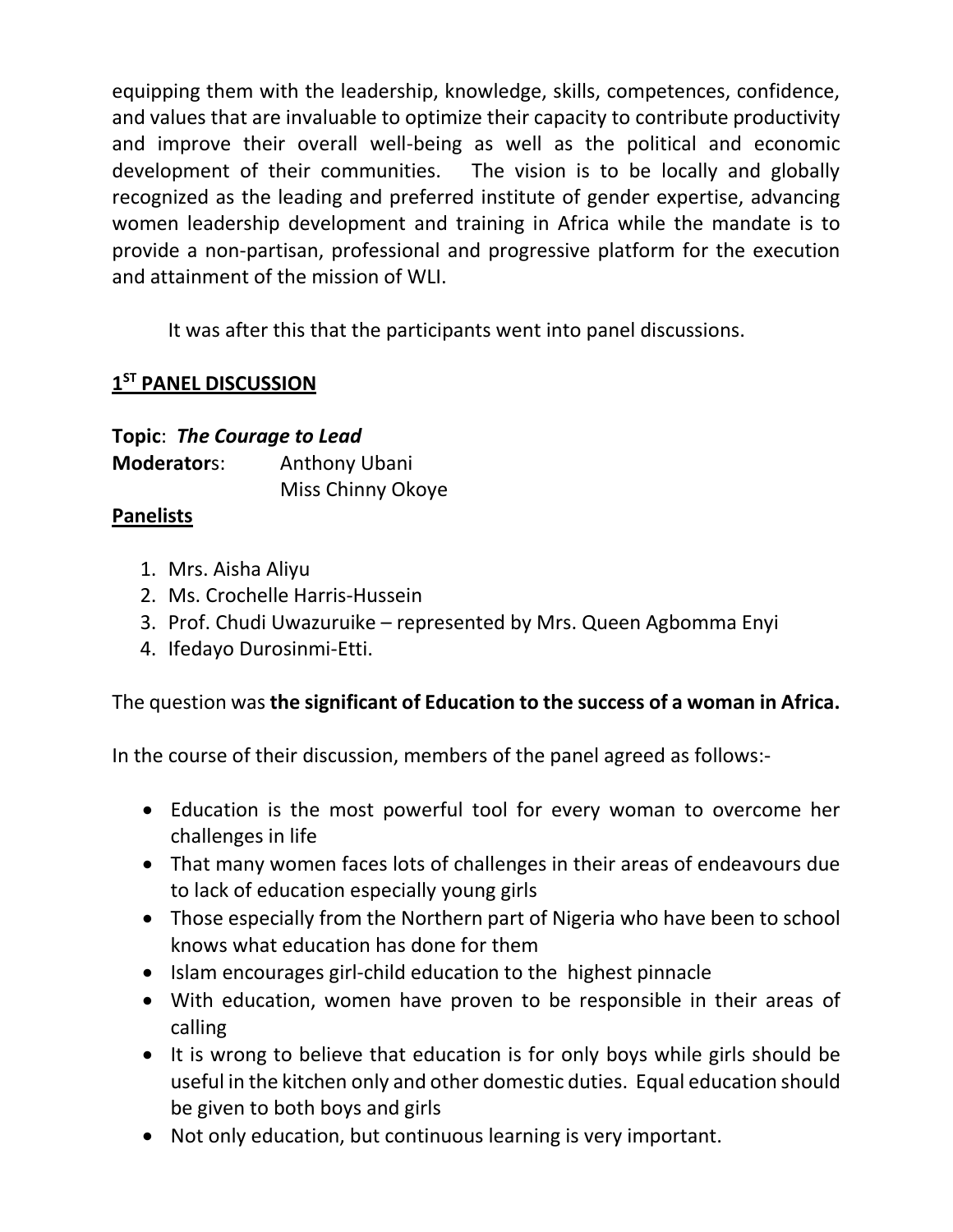equipping them with the leadership, knowledge, skills, competences, confidence, and values that are invaluable to optimize their capacity to contribute productivity and improve their overall well-being as well as the political and economic development of their communities. The vision is to be locally and globally recognized as the leading and preferred institute of gender expertise, advancing women leadership development and training in Africa while the mandate is to provide a non-partisan, professional and progressive platform for the execution and attainment of the mission of WLI.

It was after this that the participants went into panel discussions.

## 1ST PANEL DISCUSSION

**Topic**: ***The Courage to Lead***
**Moderators**: Anthony Ubani
Miss Chinny Okoye

**Panelists**

1. Mrs. Aisha Aliyu
2. Ms. Crochelle Harris-Hussein
3. Prof. Chudi Uwazuruike – represented by Mrs. Queen Agbomma Enyi
4. Ifedayo Durosinmi-Etti.

The question was **the significant of Education to the success of a woman in Africa.**

In the course of their discussion, members of the panel agreed as follows:-

- Education is the most powerful tool for every woman to overcome her challenges in life
- That many women faces lots of challenges in their areas of endeavours due to lack of education especially young girls
- Those especially from the Northern part of Nigeria who have been to school knows what education has done for them
- Islam encourages girl-child education to the highest pinnacle
- With education, women have proven to be responsible in their areas of calling
- It is wrong to believe that education is for only boys while girls should be useful in the kitchen only and other domestic duties. Equal education should be given to both boys and girls
- Not only education, but continuous learning is very important.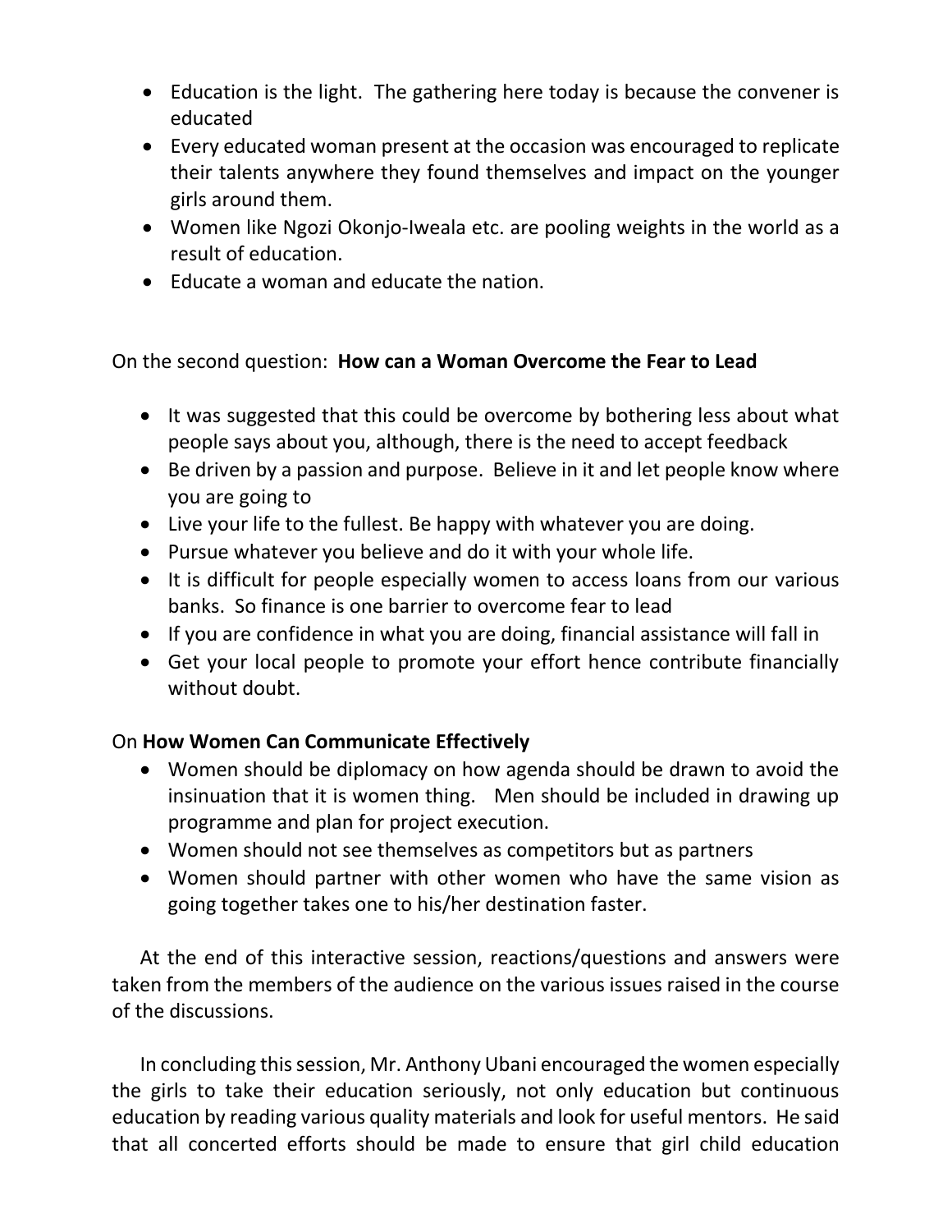- Education is the light. The gathering here today is because the convener is educated
- Every educated woman present at the occasion was encouraged to replicate their talents anywhere they found themselves and impact on the younger girls around them.
- Women like Ngozi Okonjo-Iweala etc. are pooling weights in the world as a result of education.
- Educate a woman and educate the nation.

On the second question: **How can a Woman Overcome the Fear to Lead**

- It was suggested that this could be overcome by bothering less about what people says about you, although, there is the need to accept feedback
- Be driven by a passion and purpose. Believe in it and let people know where you are going to
- Live your life to the fullest. Be happy with whatever you are doing.
- Pursue whatever you believe and do it with your whole life.
- It is difficult for people especially women to access loans from our various banks. So finance is one barrier to overcome fear to lead
- If you are confidence in what you are doing, financial assistance will fall in
- Get your local people to promote your effort hence contribute financially without doubt.

On **How Women Can Communicate Effectively**

- Women should be diplomacy on how agenda should be drawn to avoid the insinuation that it is women thing. Men should be included in drawing up programme and plan for project execution.
- Women should not see themselves as competitors but as partners
- Women should partner with other women who have the same vision as going together takes one to his/her destination faster.

At the end of this interactive session, reactions/questions and answers were taken from the members of the audience on the various issues raised in the course of the discussions.

In concluding this session, Mr. Anthony Ubani encouraged the women especially the girls to take their education seriously, not only education but continuous education by reading various quality materials and look for useful mentors. He said that all concerted efforts should be made to ensure that girl child education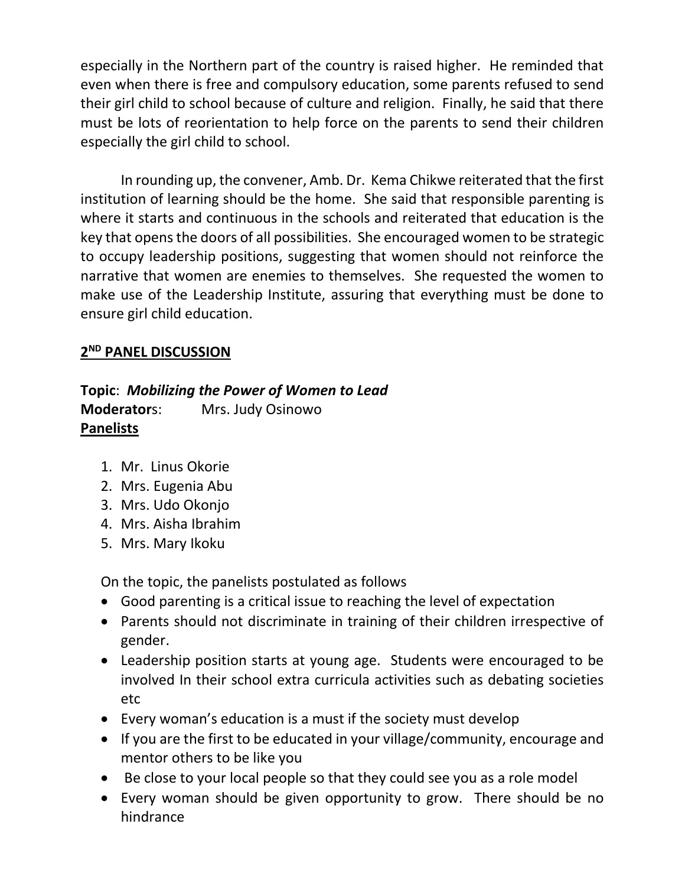especially in the Northern part of the country is raised higher. He reminded that even when there is free and compulsory education, some parents refused to send their girl child to school because of culture and religion. Finally, he said that there must be lots of reorientation to help force on the parents to send their children especially the girl child to school.

In rounding up, the convener, Amb. Dr. Kema Chikwe reiterated that the first institution of learning should be the home. She said that responsible parenting is where it starts and continuous in the schools and reiterated that education is the key that opens the doors of all possibilities. She encouraged women to be strategic to occupy leadership positions, suggesting that women should not reinforce the narrative that women are enemies to themselves. She requested the women to make use of the Leadership Institute, assuring that everything must be done to ensure girl child education.

## 2ND PANEL DISCUSSION

**Topic**: ***Mobilizing the Power of Women to Lead***
**Moderators**: Mrs. Judy Osinowo
**Panelists**

1. Mr. Linus Okorie
2. Mrs. Eugenia Abu
3. Mrs. Udo Okonjo
4. Mrs. Aisha Ibrahim
5. Mrs. Mary Ikoku

On the topic, the panelists postulated as follows

- Good parenting is a critical issue to reaching the level of expectation
- Parents should not discriminate in training of their children irrespective of gender.
- Leadership position starts at young age. Students were encouraged to be involved In their school extra curricula activities such as debating societies etc
- Every woman's education is a must if the society must develop
- If you are the first to be educated in your village/community, encourage and mentor others to be like you
- Be close to your local people so that they could see you as a role model
- Every woman should be given opportunity to grow. There should be no hindrance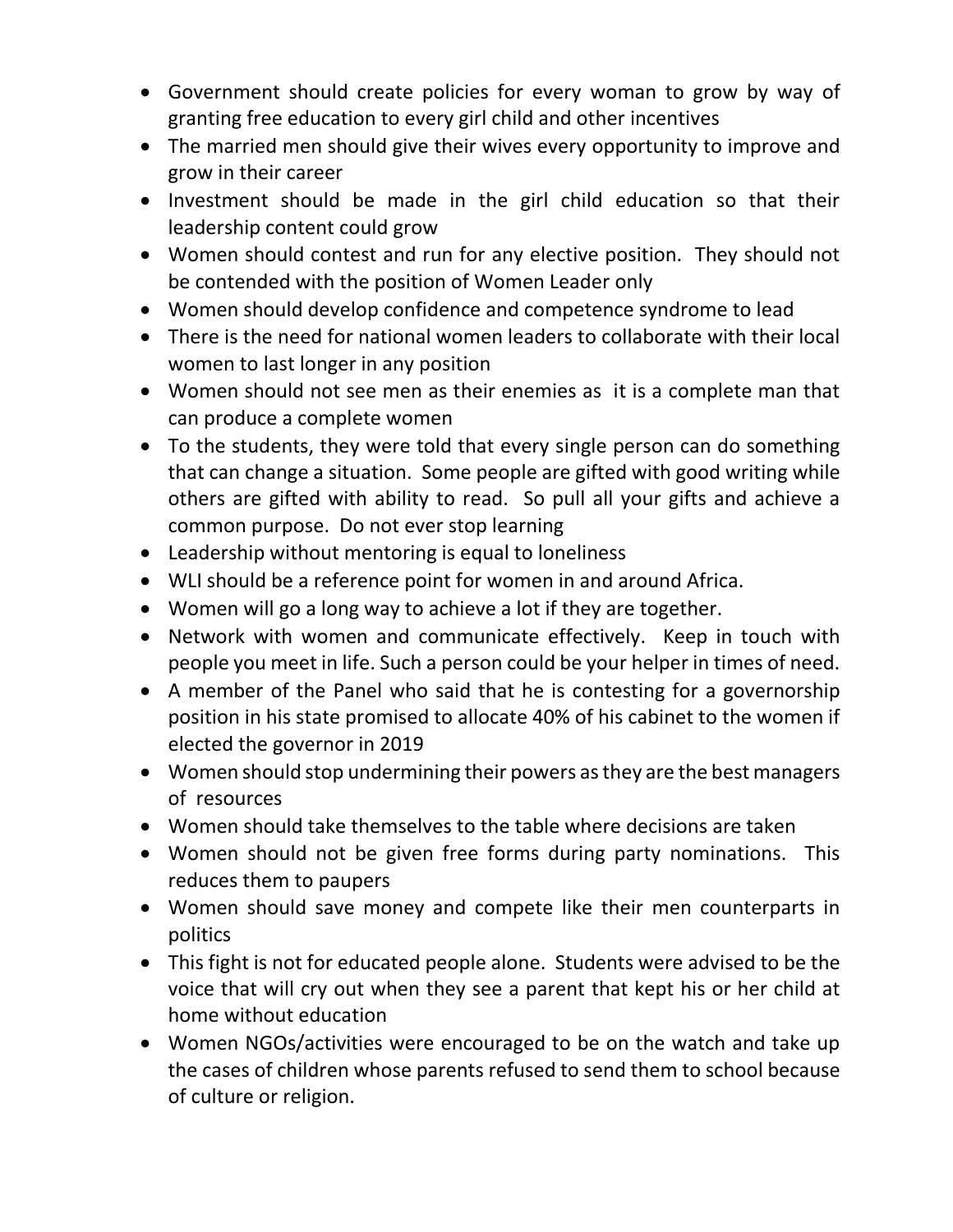- Government should create policies for every woman to grow by way of granting free education to every girl child and other incentives
- The married men should give their wives every opportunity to improve and grow in their career
- Investment should be made in the girl child education so that their leadership content could grow
- Women should contest and run for any elective position.  They should not be contended with the position of Women Leader only
- Women should develop confidence and competence syndrome to lead
- There is the need for national women leaders to collaborate with their local women to last longer in any position
- Women should not see men as their enemies as  it is a complete man that can produce a complete women
- To the students, they were told that every single person can do something that can change a situation.  Some people are gifted with good writing while others are gifted with ability to read.  So pull all your gifts and achieve a common purpose.  Do not ever stop learning
- Leadership without mentoring is equal to loneliness
- WLI should be a reference point for women in and around Africa.
- Women will go a long way to achieve a lot if they are together.
- Network with women and communicate effectively.  Keep in touch with people you meet in life. Such a person could be your helper in times of need.
- A member of the Panel who said that he is contesting for a governorship position in his state promised to allocate 40% of his cabinet to the women if elected the governor in 2019
- Women should stop undermining their powers as they are the best managers of  resources
- Women should take themselves to the table where decisions are taken
- Women should not be given free forms during party nominations.  This reduces them to paupers
- Women should save money and compete like their men counterparts in politics
- This fight is not for educated people alone.  Students were advised to be the voice that will cry out when they see a parent that kept his or her child at home without education
- Women NGOs/activities were encouraged to be on the watch and take up the cases of children whose parents refused to send them to school because of culture or religion.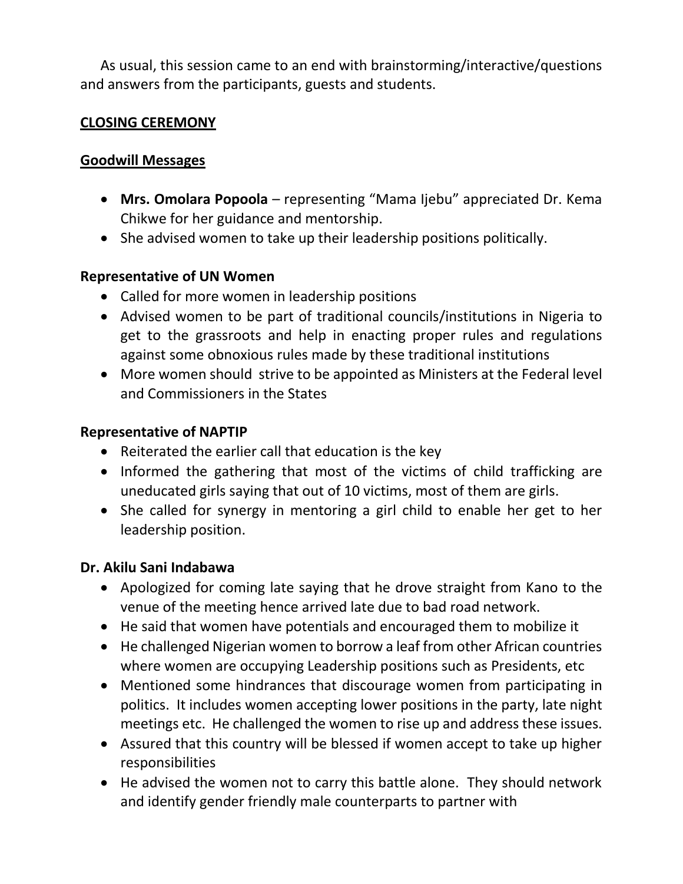As usual, this session came to an end with brainstorming/interactive/questions and answers from the participants, guests and students.

## CLOSING CEREMONY

### Goodwill Messages

- **Mrs. Omolara Popoola** – representing "Mama Ijebu" appreciated Dr. Kema Chikwe for her guidance and mentorship.
- She advised women to take up their leadership positions politically.

**Representative of UN Women**

- Called for more women in leadership positions
- Advised women to be part of traditional councils/institutions in Nigeria to get to the grassroots and help in enacting proper rules and regulations against some obnoxious rules made by these traditional institutions
- More women should strive to be appointed as Ministers at the Federal level and Commissioners in the States

**Representative of NAPTIP**

- Reiterated the earlier call that education is the key
- Informed the gathering that most of the victims of child trafficking are uneducated girls saying that out of 10 victims, most of them are girls.
- She called for synergy in mentoring a girl child to enable her get to her leadership position.

**Dr. Akilu Sani Indabawa**

- Apologized for coming late saying that he drove straight from Kano to the venue of the meeting hence arrived late due to bad road network.
- He said that women have potentials and encouraged them to mobilize it
- He challenged Nigerian women to borrow a leaf from other African countries where women are occupying Leadership positions such as Presidents, etc
- Mentioned some hindrances that discourage women from participating in politics. It includes women accepting lower positions in the party, late night meetings etc. He challenged the women to rise up and address these issues.
- Assured that this country will be blessed if women accept to take up higher responsibilities
- He advised the women not to carry this battle alone. They should network and identify gender friendly male counterparts to partner with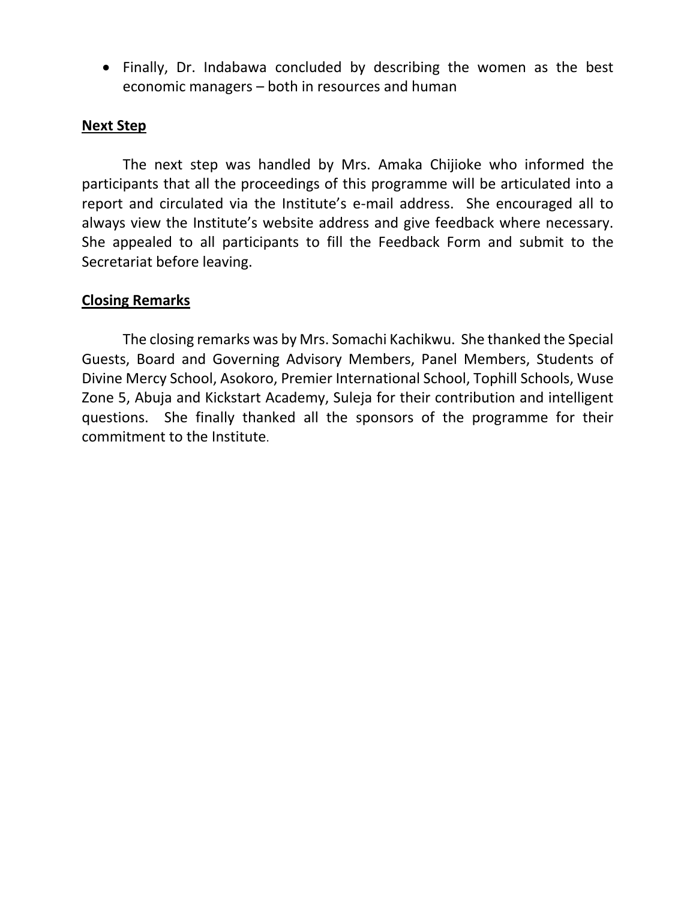- Finally, Dr. Indabawa concluded by describing the women as the best economic managers – both in resources and human

**Next Step**

The next step was handled by Mrs. Amaka Chijioke who informed the participants that all the proceedings of this programme will be articulated into a report and circulated via the Institute's e-mail address. She encouraged all to always view the Institute's website address and give feedback where necessary. She appealed to all participants to fill the Feedback Form and submit to the Secretariat before leaving.

**Closing Remarks**

The closing remarks was by Mrs. Somachi Kachikwu. She thanked the Special Guests, Board and Governing Advisory Members, Panel Members, Students of Divine Mercy School, Asokoro, Premier International School, Tophill Schools, Wuse Zone 5, Abuja and Kickstart Academy, Suleja for their contribution and intelligent questions. She finally thanked all the sponsors of the programme for their commitment to the Institute.